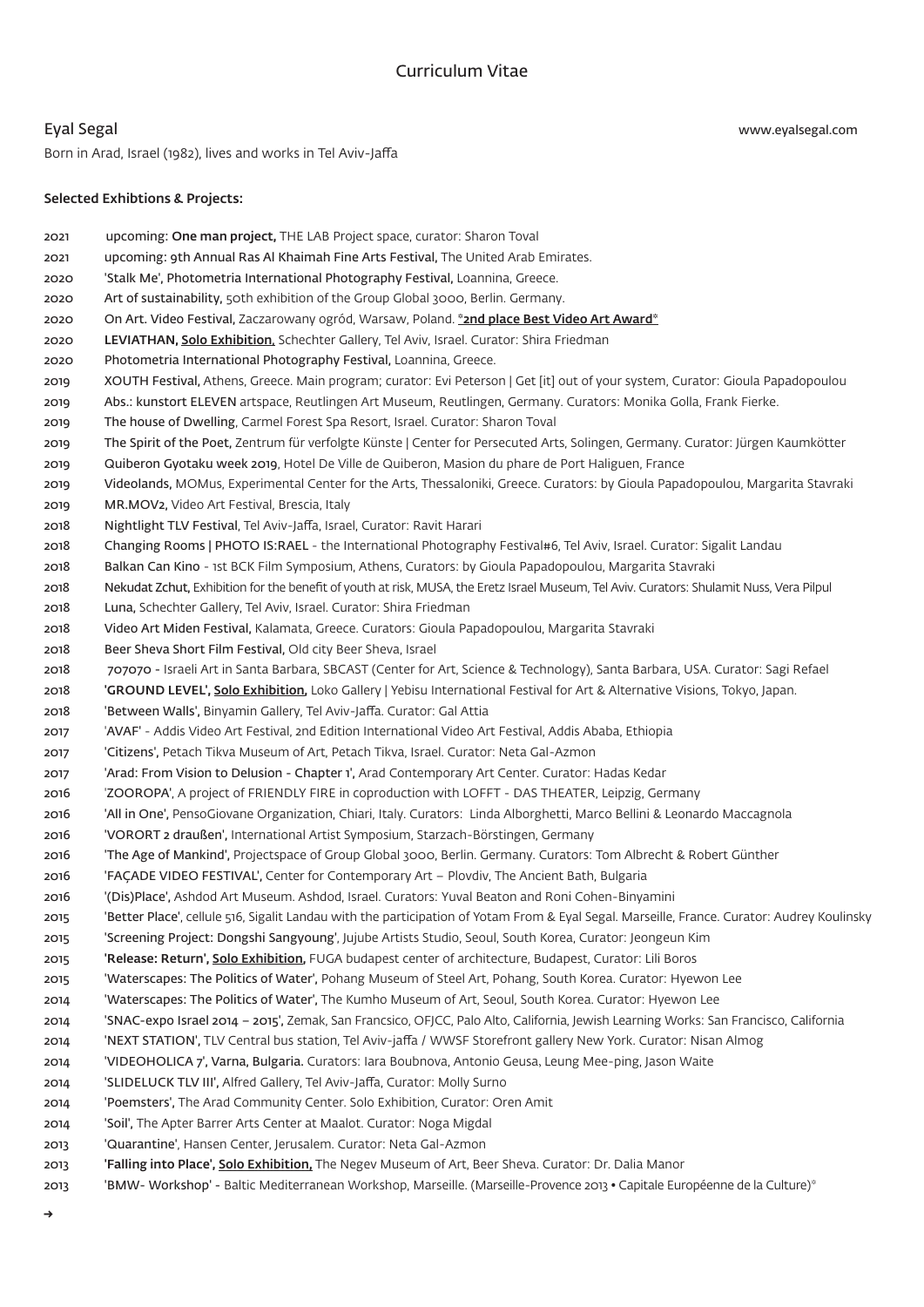# Curriculum Vitae

## Eyal Segal

www.eyalsegal.com

Born in Arad, Israel (1982), lives and works in Tel Aviv-Jaffa

### Selected Exhibtions & Projects:

2021 upcoming: **One man project,** THE LAB Project space, curator: Sharon Toval
2021 upcoming: **9th Annual Ras Al Khaimah Fine Arts Festival,** The United Arab Emirates.
2020 **'Stalk Me', Photometria International Photography Festival,** Loannina, Greece.
2020 **Art of sustainability,** 50th exhibition of the Group Global 3000, Berlin. Germany.
2020 **On Art. Video Festival,** Zaczarowany ogród, Warsaw, Poland. **\*2nd place Best Video Art Award\***
2020 **LEVIATHAN, Solo Exhibition,** Schechter Gallery, Tel Aviv, Israel. Curator: Shira Friedman
2020 **Photometria International Photography Festival,** Loannina, Greece.
2019 **XOUTH Festival,** Athens, Greece. Main program; curator: Evi Peterson | Get [it] out of your system, Curator: Gioula Papadopoulou
2019 **Abs.: kunstort ELEVEN** artspace, Reutlingen Art Museum, Reutlingen, Germany. Curators: Monika Golla, Frank Fierke.
2019 **The house of Dwelling**, Carmel Forest Spa Resort, Israel. Curator: Sharon Toval
2019 **The Spirit of the Poet,** Zentrum für verfolgte Künste | Center for Persecuted Arts, Solingen, Germany. Curator: Jürgen Kaumkötter
2019 **Quiberon Gyotaku week 2019**, Hotel De Ville de Quiberon, Masion du phare de Port Haliguen, France
2019 **Videolands,** MOMus, Experimental Center for the Arts, Thessaloniki, Greece. Curators: by Gioula Papadopoulou, Margarita Stavraki
2019 **MR.MOV2,** Video Art Festival, Brescia, Italy
2018 **Nightlight TLV Festival**, Tel Aviv-Jaffa, Israel, Curator: Ravit Harari
2018 **Changing Rooms | PHOTO IS:RAEL** - the International Photography Festival#6, Tel Aviv, Israel. Curator: Sigalit Landau
2018 **Balkan Can Kino** - 1st BCK Film Symposium, Athens, Curators: by Gioula Papadopoulou, Margarita Stavraki
2018 **Nekudat Zchut,** Exhibition for the benefit of youth at risk, MUSA, the Eretz Israel Museum, Tel Aviv. Curators: Shulamit Nuss, Vera Pilpul
2018 **Luna,** Schechter Gallery, Tel Aviv, Israel. Curator: Shira Friedman
2018 **Video Art Miden Festival,** Kalamata, Greece. Curators: Gioula Papadopoulou, Margarita Stavraki
2018 **Beer Sheva Short Film Festival,** Old city Beer Sheva, Israel
2018 **707070** - Israeli Art in Santa Barbara, SBCAST (Center for Art, Science & Technology), Santa Barbara, USA. Curator: Sagi Refael
2018 **'GROUND LEVEL', Solo Exhibition,** Loko Gallery | Yebisu International Festival for Art & Alternative Visions, Tokyo, Japan.
2018 **'Between Walls',** Binyamin Gallery, Tel Aviv-Jaffa. Curator: Gal Attia
2017 **'AVAF'** - Addis Video Art Festival, 2nd Edition International Video Art Festival, Addis Ababa, Ethiopia
2017 **'Citizens',** Petach Tikva Museum of Art, Petach Tikva, Israel. Curator: Neta Gal-Azmon
2017 **'Arad: From Vision to Delusion - Chapter 1',** Arad Contemporary Art Center. Curator: Hadas Kedar
2016 **'ZOOROPA',** A project of FRIENDLY FIRE in coproduction with LOFFT - DAS THEATER, Leipzig, Germany
2016 **'All in One',** PensoGiovane Organization, Chiari, Italy. Curators: Linda Alborghetti, Marco Bellini & Leonardo Maccagnola
2016 **'VORORT 2 draußen',** International Artist Symposium, Starzach-Börstingen, Germany
2016 **'The Age of Mankind',** Projectspace of Group Global 3000, Berlin. Germany. Curators: Tom Albrecht & Robert Günther
2016 **'FAÇADE VIDEO FESTIVAL',** Center for Contemporary Art – Plovdiv, The Ancient Bath, Bulgaria
2016 **'(Dis)Place',** Ashdod Art Museum. Ashdod, Israel. Curators: Yuval Beaton and Roni Cohen-Binyamini
2015 **'Better Place'**, cellule 516, Sigalit Landau with the participation of Yotam From & Eyal Segal. Marseille, France. Curator: Audrey Koulinsky
2015 **'Screening Project: Dongshi Sangyoung'**, Jujube Artists Studio, Seoul, South Korea, Curator: Jeongeun Kim
2015 **'Release: Return', Solo Exhibition,** FUGA budapest center of architecture, Budapest, Curator: Lili Boros
2015 **'Waterscapes: The Politics of Water',** Pohang Museum of Steel Art, Pohang, South Korea. Curator: Hyewon Lee
2014 **'Waterscapes: The Politics of Water',** The Kumho Museum of Art, Seoul, South Korea. Curator: Hyewon Lee
2014 **'SNAC-expo Israel 2014 – 2015',** Zemak, San Francsico, OFJCC, Palo Alto, California, Jewish Learning Works: San Francisco, California
2014 **'NEXT STATION',** TLV Central bus station, Tel Aviv-jaffa / WWSF Storefront gallery New York. Curator: Nisan Almog
2014 **'VIDEOHOLICA 7', Varna, Bulgaria.** Curators: Iara Boubnova, Antonio Geusa, Leung Mee-ping, Jason Waite
2014 **'SLIDELUCK TLV III',** Alfred Gallery, Tel Aviv-Jaffa, Curator: Molly Surno
2014 **'Poemsters',** The Arad Community Center. Solo Exhibition, Curator: Oren Amit
2014 **'Soil',** The Apter Barrer Arts Center at Maalot. Curator: Noga Migdal
2013 **'Quarantine'**, Hansen Center, Jerusalem. Curator: Neta Gal-Azmon
2013 **'Falling into Place', Solo Exhibition,** The Negev Museum of Art, Beer Sheva. Curator: Dr. Dalia Manor
2013 **'BMW- Workshop'** - Baltic Mediterranean Workshop, Marseille. (Marseille-Provence 2013 • Capitale Européenne de la Culture)\*

→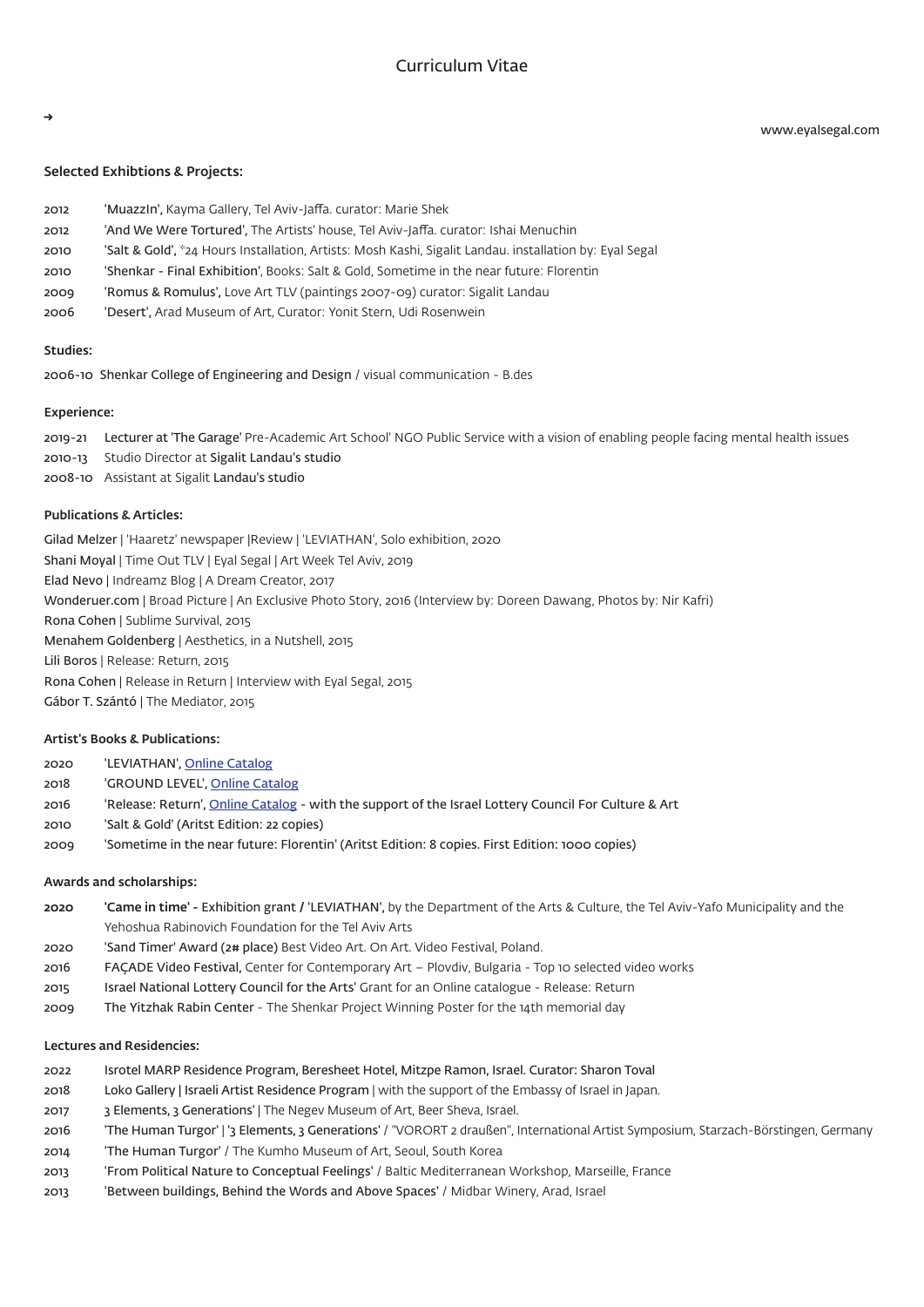# Curriculum Vitae

→

www.eyalsegal.com

### Selected Exhibtions & Projects:

2012 **'MuazzIn',** Kayma Gallery, Tel Aviv-Jaffa. curator: Marie Shek
2012 **'And We Were Tortured',** The Artists' house, Tel Aviv-Jaffa. curator: Ishai Menuchin
2010 **'Salt & Gold',** *24 Hours Installation, Artists: Mosh Kashi, Sigalit Landau. installation by: Eyal Segal
2010 **'Shenkar - Final Exhibition'**, Books: Salt & Gold, Sometime in the near future: Florentin
2009 **'Romus & Romulus',** Love Art TLV (paintings 2007-09) curator: Sigalit Landau
2006 **'Desert',** Arad Museum of Art, Curator: Yonit Stern, Udi Rosenwein

### Studies:

2006-10 **Shenkar College of Engineering and Design** / visual communication - B.des

### Experience:

2019-21 **Lecturer at 'The Garage'** Pre-Academic Art School' NGO Public Service with a vision of enabling people facing mental health issues
2010-13 Studio Director at **Sigalit Landau's studio**
2008-10 Assistant at Sigalit **Landau's studio**

### Publications & Articles:

**Gilad Melzer** | 'Haaretz' newspaper |Review | 'LEVIATHAN', Solo exhibition, 2020
**Shani Moyal** | Time Out TLV | Eyal Segal | Art Week Tel Aviv, 2019
**Elad Nevo** | Indreamz Blog | A Dream Creator, 2017
**Wonderuer.com** | Broad Picture | An Exclusive Photo Story, 2016 (Interview by: Doreen Dawang, Photos by: Nir Kafri)
**Rona Cohen** | Sublime Survival, 2015
**Menahem Goldenberg** | Aesthetics, in a Nutshell, 2015
**Lili Boros** | Release: Return, 2015
**Rona Cohen** | Release in Return | Interview with Eyal Segal, 2015
**Gábor T. Szántó** | The Mediator, 2015

### Artist's Books & Publications:

2020 'LEVIATHAN', Online Catalog
2018 'GROUND LEVEL', Online Catalog
2016 'Release: Return', Online Catalog - with the support of the Israel Lottery Council For Culture & Art
2010 'Salt & Gold' (Aritst Edition: 22 copies)
2009 'Sometime in the near future: Florentin' (Aritst Edition: 8 copies. First Edition: 1000 copies)

### Awards and scholarships:

**2020** **'Came in time'** - Exhibition grant / **'LEVIATHAN',** by the Department of the Arts & Culture, the Tel Aviv-Yafo Municipality and the Yehoshua Rabinovich Foundation for the Tel Aviv Arts
2020 **'Sand Timer' Award (2# place)** Best Video Art. On Art. Video Festival, Poland.
2016 **FAÇADE Video Festival,** Center for Contemporary Art – Plovdiv, Bulgaria - Top 10 selected video works
2015 **Israel National Lottery Council for the Arts'** Grant for an Online catalogue - Release: Return
2009 **The Yitzhak Rabin Center** - The Shenkar Project Winning Poster for the 14th memorial day

### Lectures and Residencies:

2022 **Isrotel MARP Residence Program, Beresheet Hotel, Mitzpe Ramon, Israel. Curator: Sharon Toval**
2018 **Loko Gallery | Israeli Artist Residence Program** | with the support of the Embassy of Israel in Japan.
2017 **3 Elements, 3 Generations'** | The Negev Museum of Art, Beer Sheva, Israel.
2016 **'The Human Turgor' | '3 Elements, 3 Generations'** / "VORORT 2 draußen", International Artist Symposium, Starzach-Börstingen, Germany
2014 **'The Human Turgor'** / The Kumho Museum of Art, Seoul, South Korea
2013 **'From Political Nature to Conceptual Feelings'** / Baltic Mediterranean Workshop, Marseille, France
2013 **'Between buildings, Behind the Words and Above Spaces'** / Midbar Winery, Arad, Israel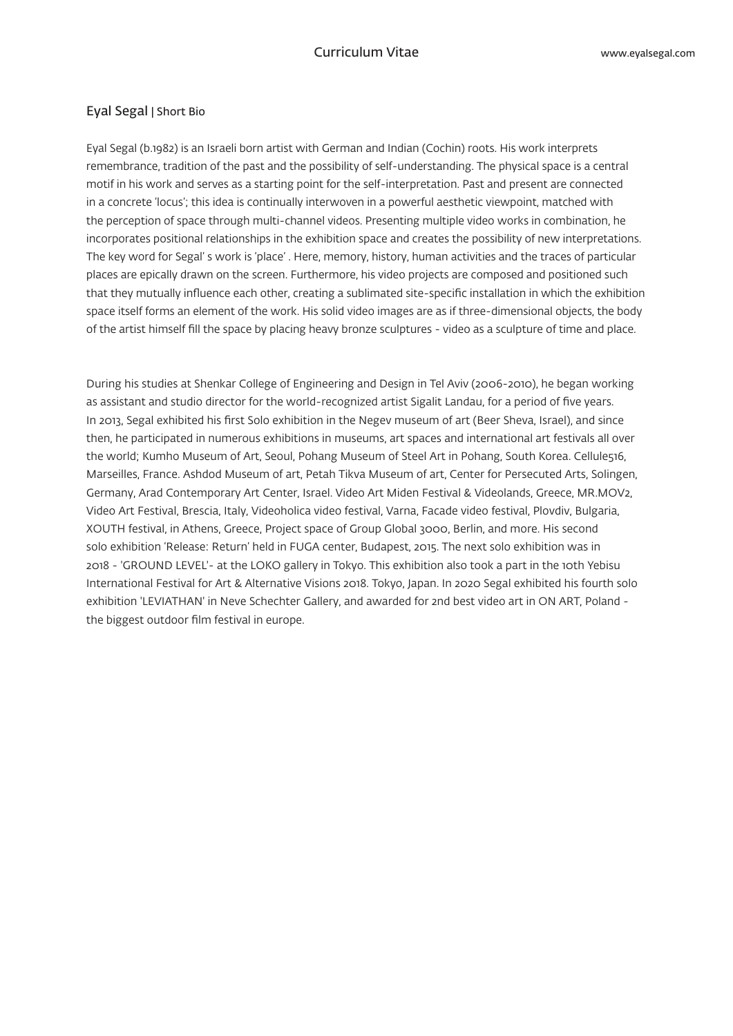## Eyal Segal | Short Bio

Eyal Segal (b.1982) is an Israeli born artist with German and Indian (Cochin) roots. His work interprets remembrance, tradition of the past and the possibility of self-understanding. The physical space is a central motif in his work and serves as a starting point for the self-interpretation. Past and present are connected in a concrete 'locus'; this idea is continually interwoven in a powerful aesthetic viewpoint, matched with the perception of space through multi-channel videos. Presenting multiple video works in combination, he incorporates positional relationships in the exhibition space and creates the possibility of new interpretations. The key word for Segal' s work is 'place' . Here, memory, history, human activities and the traces of particular places are epically drawn on the screen. Furthermore, his video projects are composed and positioned such that they mutually influence each other, creating a sublimated site-specific installation in which the exhibition space itself forms an element of the work. His solid video images are as if three-dimensional objects, the body of the artist himself fill the space by placing heavy bronze sculptures - video as a sculpture of time and place.

During his studies at Shenkar College of Engineering and Design in Tel Aviv (2006-2010), he began working as assistant and studio director for the world-recognized artist Sigalit Landau, for a period of five years. In 2013, Segal exhibited his first Solo exhibition in the Negev museum of art (Beer Sheva, Israel), and since then, he participated in numerous exhibitions in museums, art spaces and international art festivals all over the world; Kumho Museum of Art, Seoul, Pohang Museum of Steel Art in Pohang, South Korea. Cellule516, Marseilles, France. Ashdod Museum of art, Petah Tikva Museum of art, Center for Persecuted Arts, Solingen, Germany, Arad Contemporary Art Center, Israel. Video Art Miden Festival & Videolands, Greece, MR.MOV2, Video Art Festival, Brescia, Italy, Videoholica video festival, Varna, Facade video festival, Plovdiv, Bulgaria, XOUTH festival, in Athens, Greece, Project space of Group Global 3000, Berlin, and more. His second solo exhibition 'Release: Return' held in FUGA center, Budapest, 2015. The next solo exhibition was in 2018 - 'GROUND LEVEL'- at the LOKO gallery in Tokyo. This exhibition also took a part in the 10th Yebisu International Festival for Art & Alternative Visions 2018. Tokyo, Japan. In 2020 Segal exhibited his fourth solo exhibition 'LEVIATHAN' in Neve Schechter Gallery, and awarded for 2nd best video art in ON ART, Poland - the biggest outdoor film festival in europe.